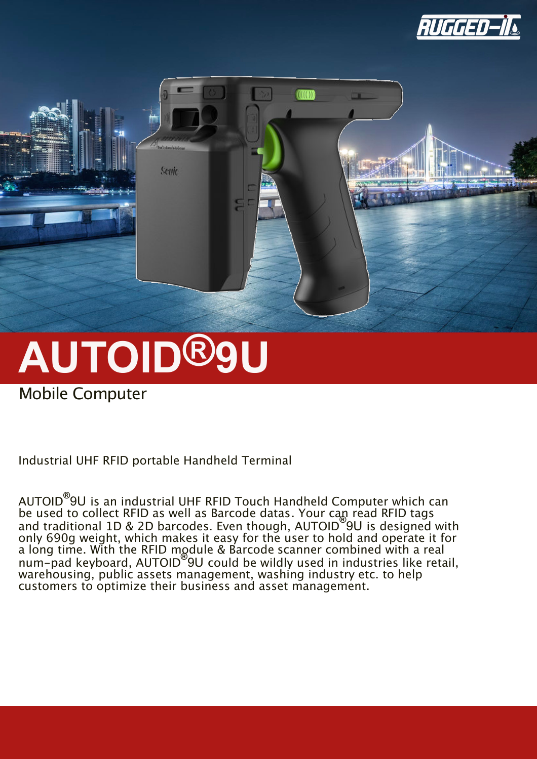# AUTOID®9U

## Mobile Computer

Industrial UHF RFID portable Handheld Terminal

AUTOID®9U is an industrial UHF RFID Touch Handheld Computer which can be used to collect RFID as well as Barcode datas. Your can read RFID tags and traditional 1D & 2D barcodes. Even though, AUTOID®9U is designed with only 690g weight, which makes it easy for the user to hold and operate it for a long time. With the RFID module & Barcode scanner combined with a real num-pad keyboard, AUTOID®9U could be wildly used in industries like retail, warehousing, public assets management, washing industry etc. to help customers to optimize their business and asset management.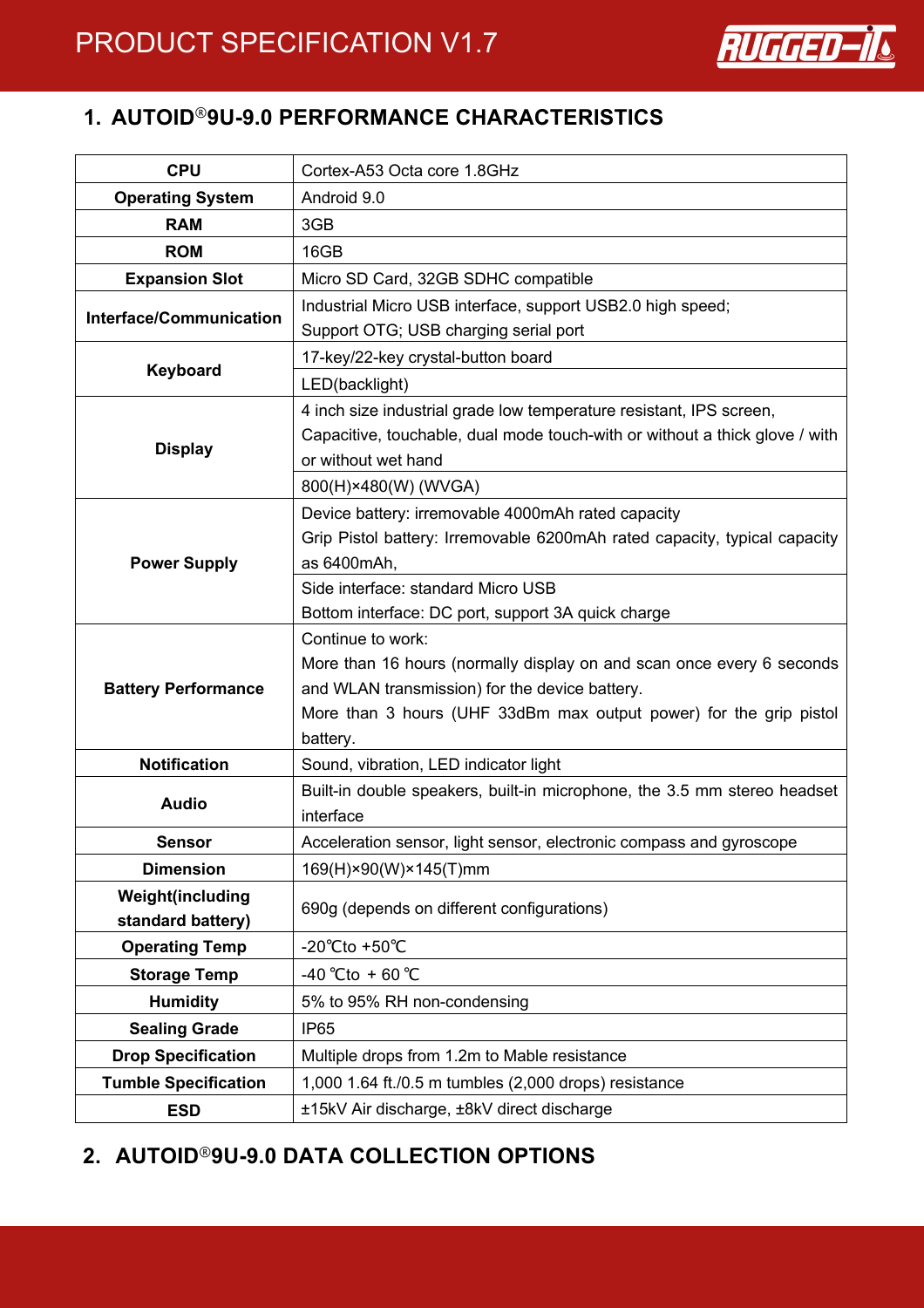## 1. AUTOID®9U-9.0 PERFORMANCE CHARACTERISTICS

| | |
|---|---|
| **CPU** | Cortex-A53 Octa core 1.8GHz |
| **Operating System** | Android 9.0 |
| **RAM** | 3GB |
| **ROM** | 16GB |
| **Expansion Slot** | Micro SD Card, 32GB SDHC compatible |
| **Interface/Communication** | Industrial Micro USB interface, support USB2.0 high speed; Support OTG; USB charging serial port |
| **Keyboard** | 17-key/22-key crystal-button board |
| | LED(backlight) |
| **Display** | 4 inch size industrial grade low temperature resistant, IPS screen, Capacitive, touchable, dual mode touch-with or without a thick glove / with or without wet hand |
| | 800(H)×480(W) (WVGA) |
| **Power Supply** | Device battery: irremovable 4000mAh rated capacity<br>Grip Pistol battery: Irremovable 6200mAh rated capacity, typical capacity as 6400mAh, |
| | Side interface: standard Micro USB<br>Bottom interface: DC port, support 3A quick charge |
| **Battery Performance** | Continue to work:<br>More than 16 hours (normally display on and scan once every 6 seconds and WLAN transmission) for the device battery.<br>More than 3 hours (UHF 33dBm max output power) for the grip pistol battery. |
| **Notification** | Sound, vibration, LED indicator light |
| **Audio** | Built-in double speakers, built-in microphone, the 3.5 mm stereo headset interface |
| **Sensor** | Acceleration sensor, light sensor, electronic compass and gyroscope |
| **Dimension** | 169(H)×90(W)×145(T)mm |
| **Weight(including standard battery)** | 690g (depends on different configurations) |
| **Operating Temp** | -20℃to +50℃ |
| **Storage Temp** | -40 ℃to + 60 ℃ |
| **Humidity** | 5% to 95% RH non-condensing |
| **Sealing Grade** | IP65 |
| **Drop Specification** | Multiple drops from 1.2m to Mable resistance |
| **Tumble Specification** | 1,000 1.64 ft./0.5 m tumbles (2,000 drops) resistance |
| **ESD** | ±15kV Air discharge, ±8kV direct discharge |

## 2. AUTOID®9U-9.0 DATA COLLECTION OPTIONS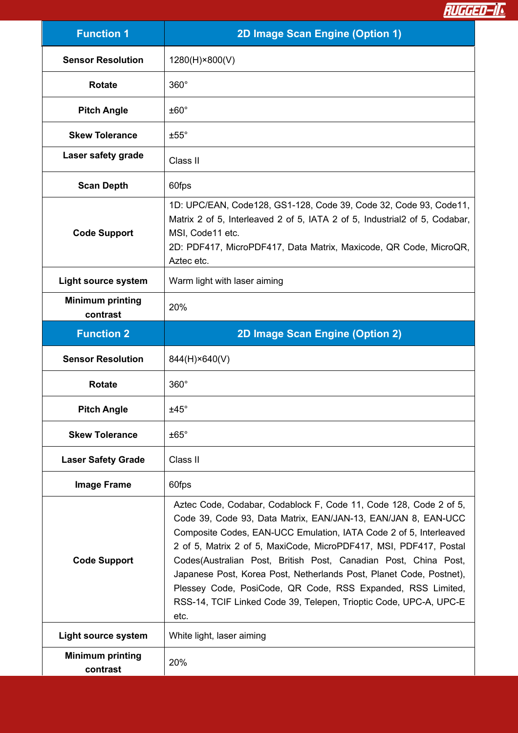| Function 1 | 2D Image Scan Engine (Option 1) |
| --- | --- |
| Sensor Resolution | 1280(H)×800(V) |
| Rotate | 360° |
| Pitch Angle | ±60° |
| Skew Tolerance | ±55° |
| Laser safety grade | Class II |
| Scan Depth | 60fps |
| Code Support | 1D: UPC/EAN, Code128, GS1-128, Code 39, Code 32, Code 93, Code11, Matrix 2 of 5, Interleaved 2 of 5, IATA 2 of 5, Industrial2 of 5, Codabar, MSI, Code11 etc.<br>2D: PDF417, MicroPDF417, Data Matrix, Maxicode, QR Code, MicroQR, Aztec etc. |
| Light source system | Warm light with laser aiming |
| Minimum printing contrast | 20% |
| **Function 2** | **2D Image Scan Engine (Option 2)** |
| Sensor Resolution | 844(H)×640(V) |
| Rotate | 360° |
| Pitch Angle | ±45° |
| Skew Tolerance | ±65° |
| Laser Safety Grade | Class II |
| Image Frame | 60fps |
| Code Support | Aztec Code, Codabar, Codablock F, Code 11, Code 128, Code 2 of 5, Code 39, Code 93, Data Matrix, EAN/JAN-13, EAN/JAN 8, EAN-UCC Composite Codes, EAN-UCC Emulation, IATA Code 2 of 5, Interleaved 2 of 5, Matrix 2 of 5, MaxiCode, MicroPDF417, MSI, PDF417, Postal Codes(Australian Post, British Post, Canadian Post, China Post, Japanese Post, Korea Post, Netherlands Post, Planet Code, Postnet), Plessey Code, PosiCode, QR Code, RSS Expanded, RSS Limited, RSS-14, TCIF Linked Code 39, Telepen, Trioptic Code, UPC-A, UPC-E etc. |
| Light source system | White light, laser aiming |
| Minimum printing contrast | 20% |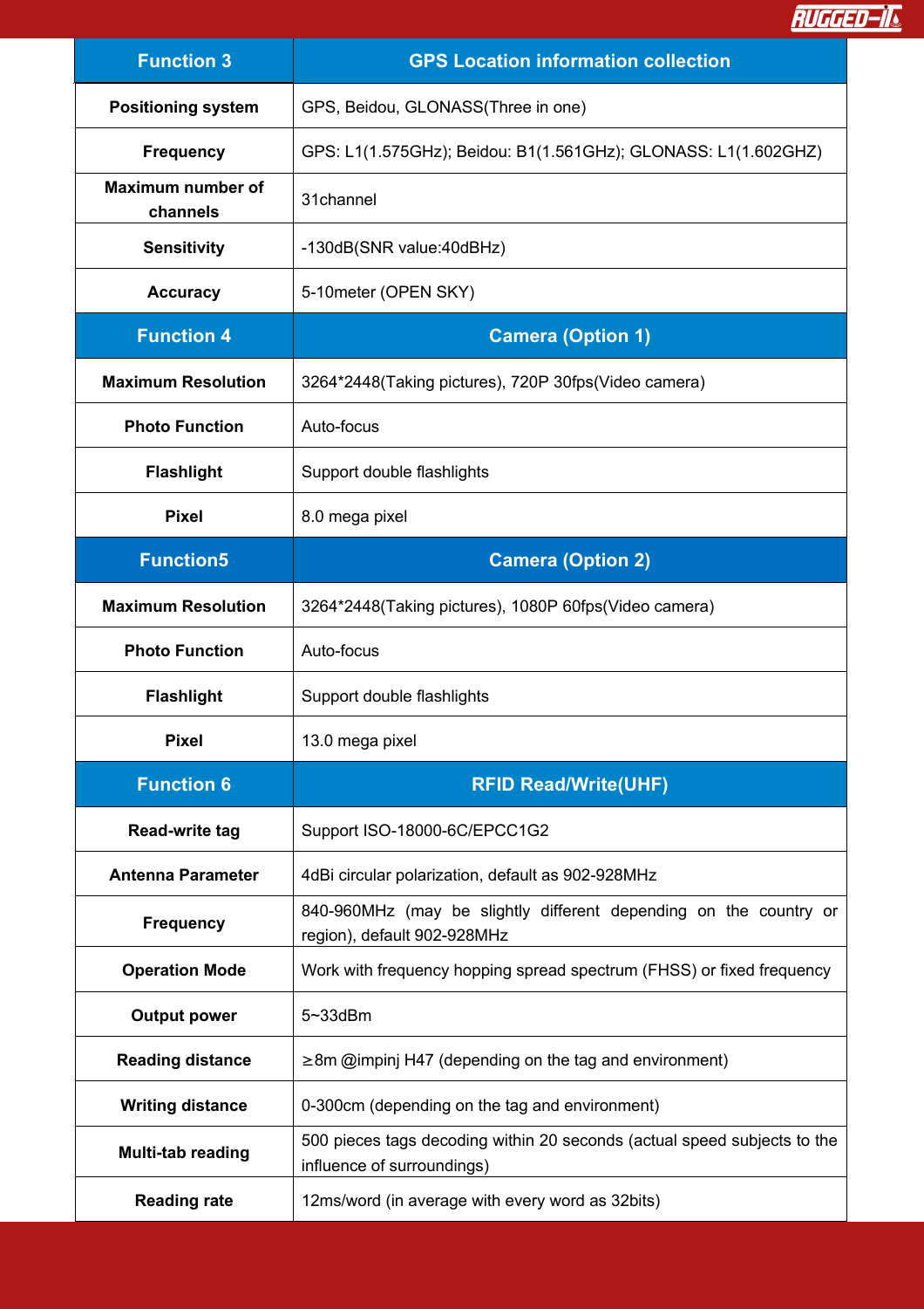| Function 3 | GPS Location information collection |
| --- | --- |
| Positioning system | GPS, Beidou, GLONASS(Three in one) |
| Frequency | GPS: L1(1.575GHz); Beidou: B1(1.561GHz); GLONASS: L1(1.602GHZ) |
| Maximum number of channels | 31channel |
| Sensitivity | -130dB(SNR value:40dBHz) |
| Accuracy | 5-10meter (OPEN SKY) |
| **Function 4** | **Camera (Option 1)** |
| Maximum Resolution | 3264*2448(Taking pictures), 720P 30fps(Video camera) |
| Photo Function | Auto-focus |
| Flashlight | Support double flashlights |
| Pixel | 8.0 mega pixel |
| **Function5** | **Camera (Option 2)** |
| Maximum Resolution | 3264*2448(Taking pictures), 1080P 60fps(Video camera) |
| Photo Function | Auto-focus |
| Flashlight | Support double flashlights |
| Pixel | 13.0 mega pixel |
| **Function 6** | **RFID Read/Write(UHF)** |
| Read-write tag | Support ISO-18000-6C/EPCC1G2 |
| Antenna Parameter | 4dBi circular polarization, default as 902-928MHz |
| Frequency | 840-960MHz (may be slightly different depending on the country or region), default 902-928MHz |
| Operation Mode | Work with frequency hopping spread spectrum (FHSS) or fixed frequency |
| Output power | 5~33dBm |
| Reading distance | ≥8m @impinj H47 (depending on the tag and environment) |
| Writing distance | 0-300cm (depending on the tag and environment) |
| Multi-tab reading | 500 pieces tags decoding within 20 seconds (actual speed subjects to the influence of surroundings) |
| Reading rate | 12ms/word (in average with every word as 32bits) |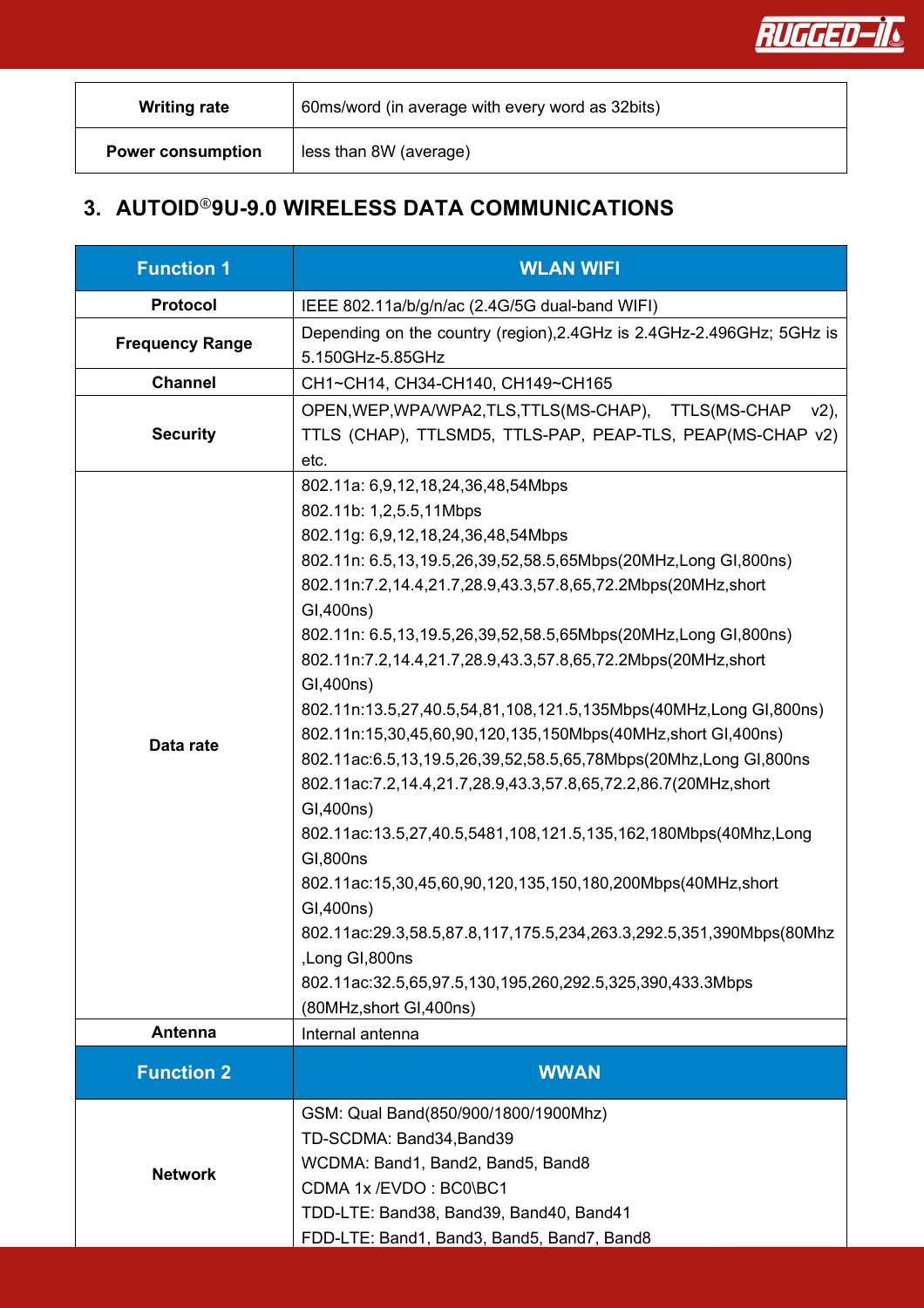| Writing rate | 60ms/word (in average with every word as 32bits) |
|---|---|
| Power consumption | less than 8W (average) |

## 3. AUTOID®9U-9.0 WIRELESS DATA COMMUNICATIONS

| Function 1 | WLAN WIFI |
|---|---|
| Protocol | IEEE 802.11a/b/g/n/ac (2.4G/5G dual-band WIFI) |
| Frequency Range | Depending on the country (region),2.4GHz is 2.4GHz-2.496GHz; 5GHz is 5.150GHz-5.85GHz |
| Channel | CH1~CH14, CH34-CH140, CH149~CH165 |
| Security | OPEN,WEP,WPA/WPA2,TLS,TTLS(MS-CHAP), TTLS(MS-CHAP v2), TTLS (CHAP), TTLSMD5, TTLS-PAP, PEAP-TLS, PEAP(MS-CHAP v2) etc. |
| Data rate | 802.11a: 6,9,12,18,24,36,48,54Mbps<br>802.11b: 1,2,5.5,11Mbps<br>802.11g: 6,9,12,18,24,36,48,54Mbps<br>802.11n: 6.5,13,19.5,26,39,52,58.5,65Mbps(20MHz,Long GI,800ns)<br>802.11n:7.2,14.4,21.7,28.9,43.3,57.8,65,72.2Mbps(20MHz,short GI,400ns)<br>802.11n: 6.5,13,19.5,26,39,52,58.5,65Mbps(20MHz,Long GI,800ns)<br>802.11n:7.2,14.4,21.7,28.9,43.3,57.8,65,72.2Mbps(20MHz,short GI,400ns)<br>802.11n:13.5,27,40.5,54,81,108,121.5,135Mbps(40MHz,Long GI,800ns)<br>802.11n:15,30,45,60,90,120,135,150Mbps(40MHz,short GI,400ns)<br>802.11ac:6.5,13,19.5,26,39,52,58.5,65,78Mbps(20Mhz,Long GI,800ns<br>802.11ac:7.2,14.4,21.7,28.9,43.3,57.8,65,72.2,86.7(20MHz,short GI,400ns)<br>802.11ac:13.5,27,40.5,5481,108,121.5,135,162,180Mbps(40Mhz,Long GI,800ns<br>802.11ac:15,30,45,60,90,120,135,150,180,200Mbps(40MHz,short GI,400ns)<br>802.11ac:29.3,58.5,87.8,117,175.5,234,263.3,292.5,351,390Mbps(80Mhz ,Long GI,800ns<br>802.11ac:32.5,65,97.5,130,195,260,292.5,325,390,433.3Mbps (80MHz,short GI,400ns) |
| Antenna | Internal antenna |
| **Function 2** | **WWAN** |
| Network | GSM: Qual Band(850/900/1800/1900Mhz)<br>TD-SCDMA: Band34,Band39<br>WCDMA: Band1, Band2, Band5, Band8<br>CDMA 1x /EVDO : BC0\BC1<br>TDD-LTE: Band38, Band39, Band40, Band41<br>FDD-LTE: Band1, Band3, Band5, Band7, Band8 |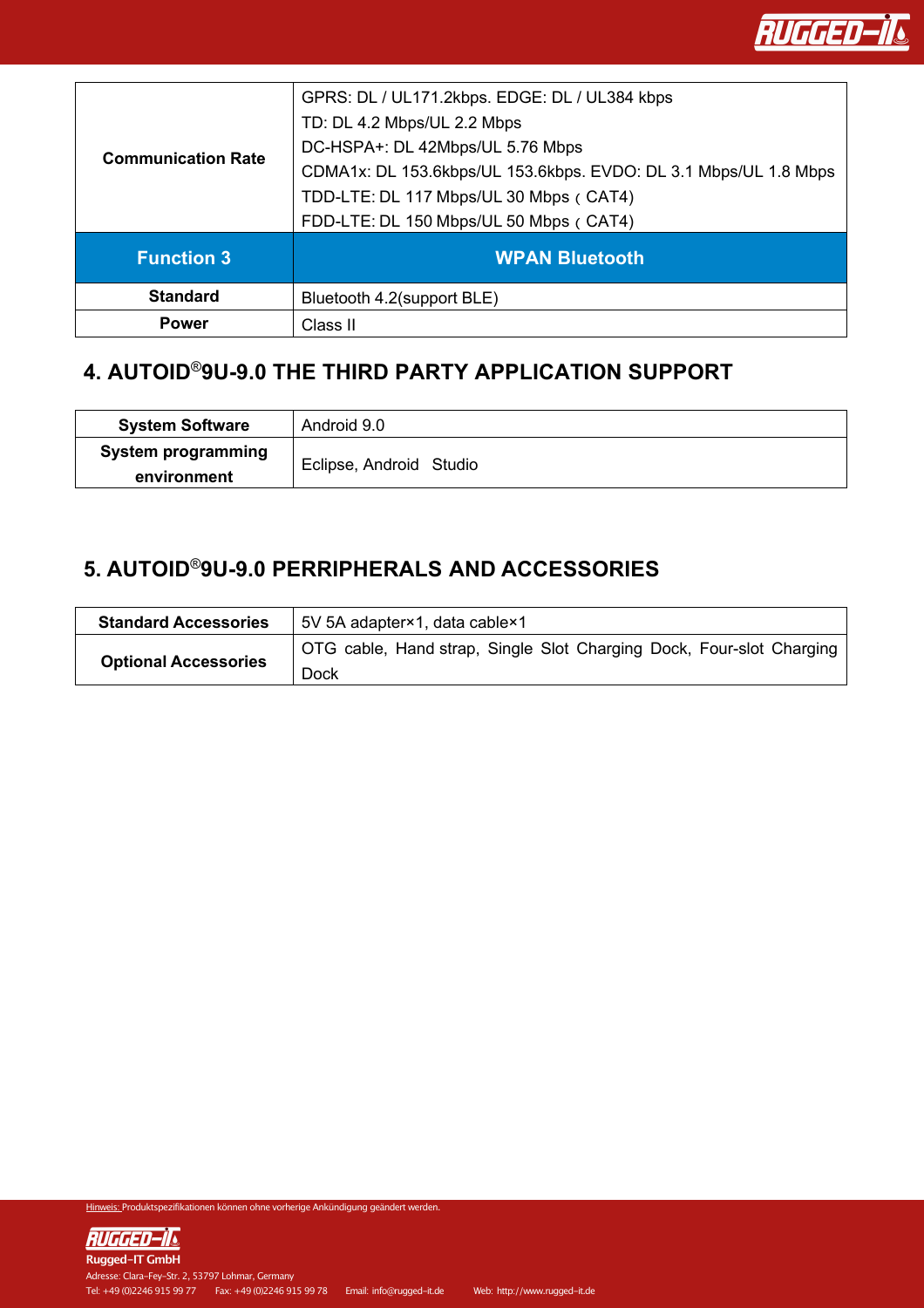| | |
|---|---|
| **Communication Rate** | GPRS: DL / UL171.2kbps. EDGE: DL / UL384 kbps<br>TD: DL 4.2 Mbps/UL 2.2 Mbps<br>DC-HSPA+: DL 42Mbps/UL 5.76 Mbps<br>CDMA1x: DL 153.6kbps/UL 153.6kbps. EVDO: DL 3.1 Mbps/UL 1.8 Mbps<br>TDD-LTE: DL 117 Mbps/UL 30 Mbps（CAT4)<br>FDD-LTE: DL 150 Mbps/UL 50 Mbps（CAT4) |
| **Function 3** | **WPAN Bluetooth** |
| **Standard** | Bluetooth 4.2(support BLE) |
| **Power** | Class II |

## 4. AUTOID®9U-9.0 THE THIRD PARTY APPLICATION SUPPORT

| | |
|---|---|
| **System Software** | Android 9.0 |
| **System programming environment** | Eclipse, Android Studio |

## 5. AUTOID®9U-9.0 PERRIPHERALS AND ACCESSORIES

| | |
|---|---|
| **Standard Accessories** | 5V 5A adapter×1, data cable×1 |
| **Optional Accessories** | OTG cable, Hand strap, Single Slot Charging Dock, Four-slot Charging Dock |

Hinweis: Produktspezifikationen können ohne vorherige Ankündigung geändert werden.

Rugged-IT GmbH
Adresse: Clara-Fey-Str. 2, 53797 Lohmar, Germany
Tel: +49 (0)2246 915 99 77 Fax: +49 (0)2246 915 99 78 Email: info@rugged-it.de Web: http://www.rugged-it.de